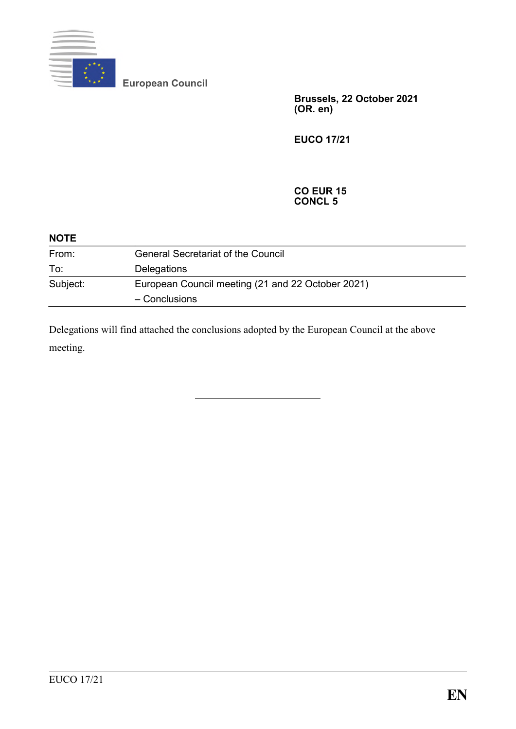European Council

**Brussels, 22 October 2021**
**(OR. en)**

**EUCO 17/21**

**CO EUR 15**
**CONCL 5**

**NOTE**

| | |
|---|---|
| From: | General Secretariat of the Council |
| To: | Delegations |
| Subject: | European Council meeting (21 and 22 October 2021) – Conclusions |

Delegations will find attached the conclusions adopted by the European Council at the above meeting.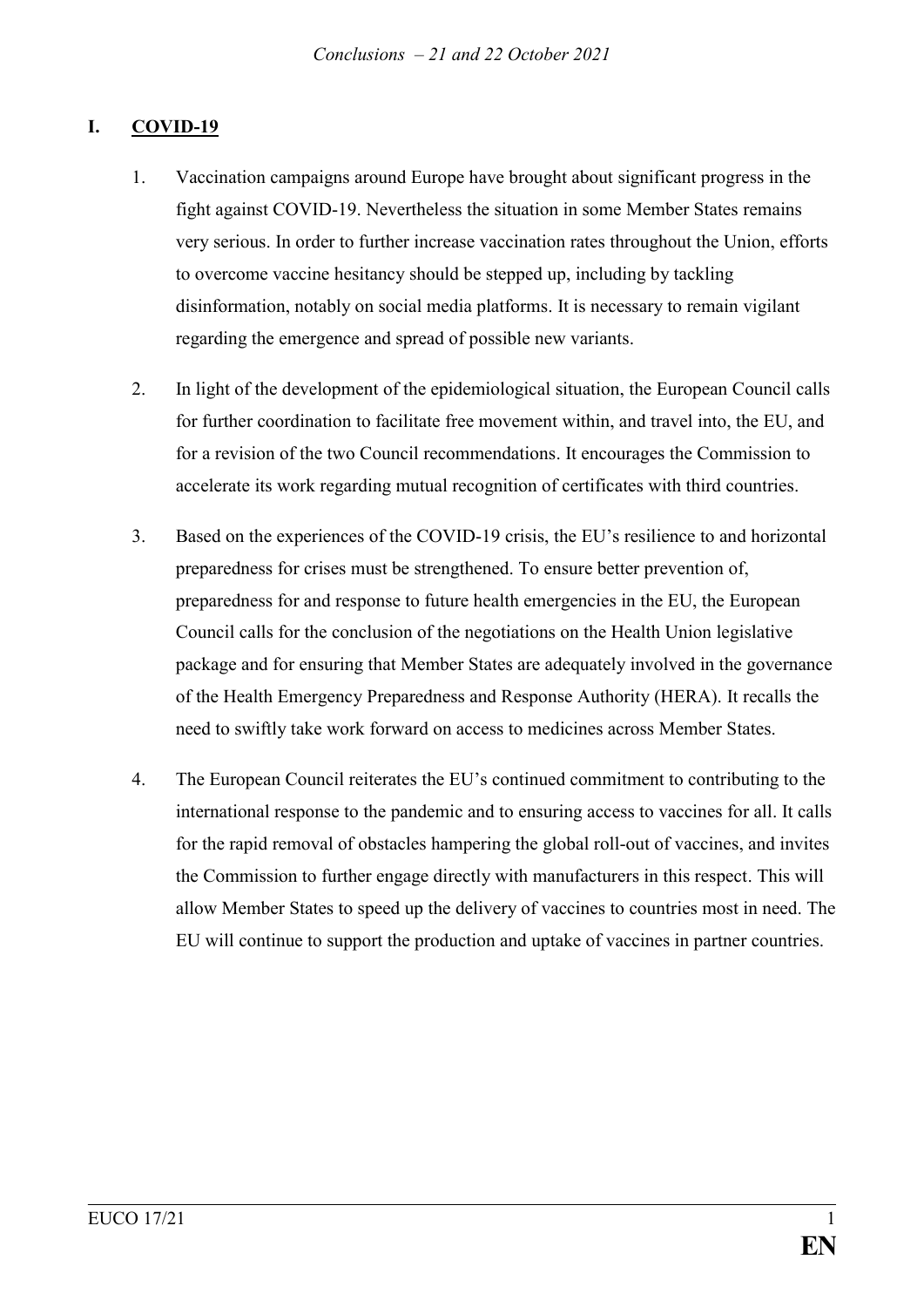## I. COVID-19

1. Vaccination campaigns around Europe have brought about significant progress in the fight against COVID-19. Nevertheless the situation in some Member States remains very serious. In order to further increase vaccination rates throughout the Union, efforts to overcome vaccine hesitancy should be stepped up, including by tackling disinformation, notably on social media platforms. It is necessary to remain vigilant regarding the emergence and spread of possible new variants.

2. In light of the development of the epidemiological situation, the European Council calls for further coordination to facilitate free movement within, and travel into, the EU, and for a revision of the two Council recommendations. It encourages the Commission to accelerate its work regarding mutual recognition of certificates with third countries.

3. Based on the experiences of the COVID-19 crisis, the EU's resilience to and horizontal preparedness for crises must be strengthened. To ensure better prevention of, preparedness for and response to future health emergencies in the EU, the European Council calls for the conclusion of the negotiations on the Health Union legislative package and for ensuring that Member States are adequately involved in the governance of the Health Emergency Preparedness and Response Authority (HERA). It recalls the need to swiftly take work forward on access to medicines across Member States.

4. The European Council reiterates the EU's continued commitment to contributing to the international response to the pandemic and to ensuring access to vaccines for all. It calls for the rapid removal of obstacles hampering the global roll-out of vaccines, and invites the Commission to further engage directly with manufacturers in this respect. This will allow Member States to speed up the delivery of vaccines to countries most in need. The EU will continue to support the production and uptake of vaccines in partner countries.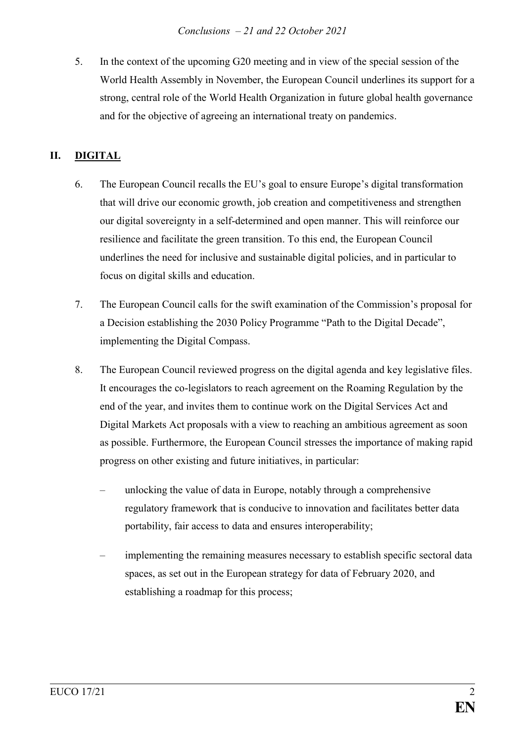5. In the context of the upcoming G20 meeting and in view of the special session of the World Health Assembly in November, the European Council underlines its support for a strong, central role of the World Health Organization in future global health governance and for the objective of agreeing an international treaty on pandemics.

## II. DIGITAL

6. The European Council recalls the EU's goal to ensure Europe's digital transformation that will drive our economic growth, job creation and competitiveness and strengthen our digital sovereignty in a self-determined and open manner. This will reinforce our resilience and facilitate the green transition. To this end, the European Council underlines the need for inclusive and sustainable digital policies, and in particular to focus on digital skills and education.

7. The European Council calls for the swift examination of the Commission's proposal for a Decision establishing the 2030 Policy Programme "Path to the Digital Decade", implementing the Digital Compass.

8. The European Council reviewed progress on the digital agenda and key legislative files. It encourages the co-legislators to reach agreement on the Roaming Regulation by the end of the year, and invites them to continue work on the Digital Services Act and Digital Markets Act proposals with a view to reaching an ambitious agreement as soon as possible. Furthermore, the European Council stresses the importance of making rapid progress on other existing and future initiatives, in particular:

   – unlocking the value of data in Europe, notably through a comprehensive regulatory framework that is conducive to innovation and facilitates better data portability, fair access to data and ensures interoperability;

   – implementing the remaining measures necessary to establish specific sectoral data spaces, as set out in the European strategy for data of February 2020, and establishing a roadmap for this process;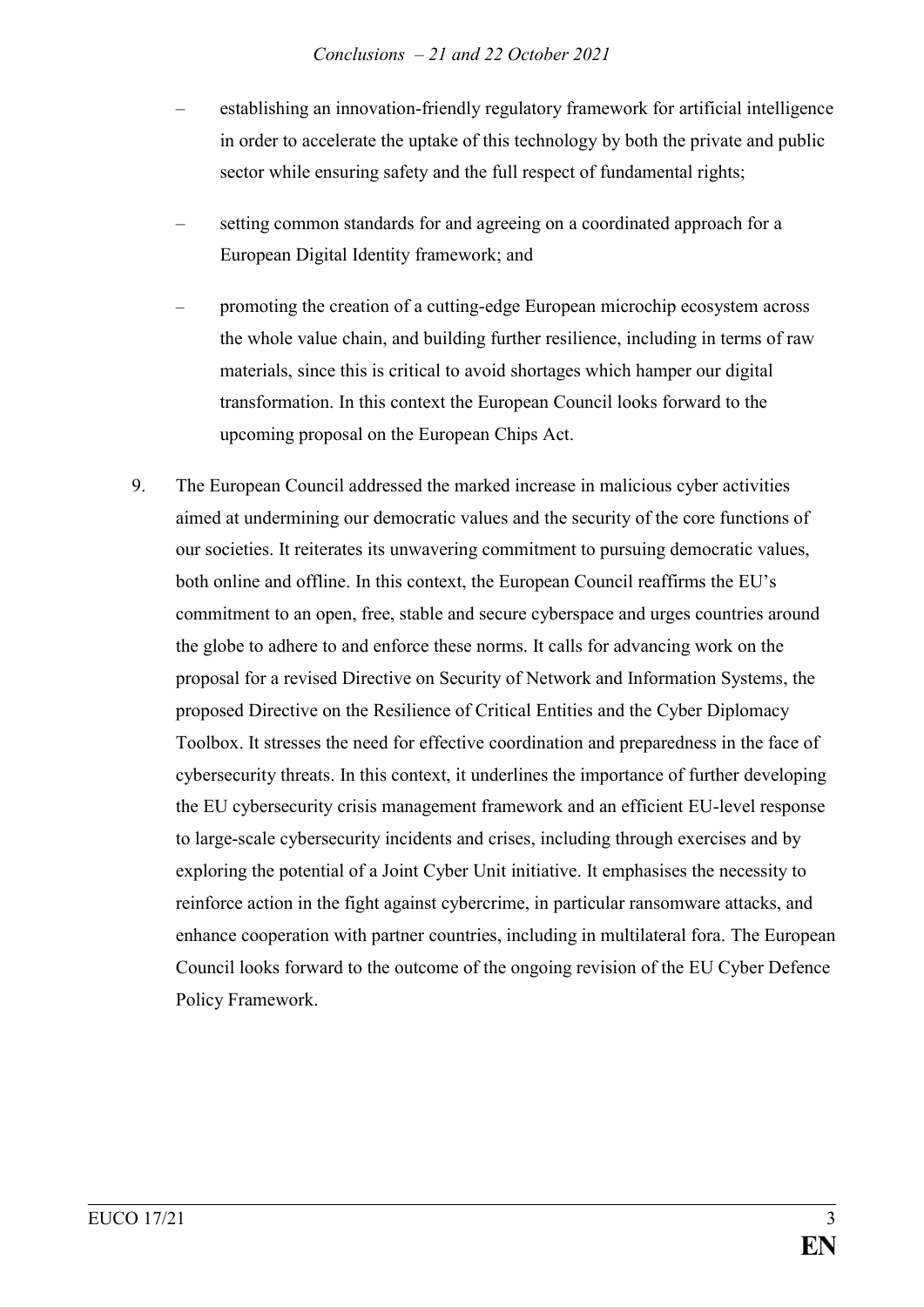- establishing an innovation-friendly regulatory framework for artificial intelligence in order to accelerate the uptake of this technology by both the private and public sector while ensuring safety and the full respect of fundamental rights;
- setting common standards for and agreeing on a coordinated approach for a European Digital Identity framework; and
- promoting the creation of a cutting-edge European microchip ecosystem across the whole value chain, and building further resilience, including in terms of raw materials, since this is critical to avoid shortages which hamper our digital transformation. In this context the European Council looks forward to the upcoming proposal on the European Chips Act.

9. The European Council addressed the marked increase in malicious cyber activities aimed at undermining our democratic values and the security of the core functions of our societies. It reiterates its unwavering commitment to pursuing democratic values, both online and offline. In this context, the European Council reaffirms the EU's commitment to an open, free, stable and secure cyberspace and urges countries around the globe to adhere to and enforce these norms. It calls for advancing work on the proposal for a revised Directive on Security of Network and Information Systems, the proposed Directive on the Resilience of Critical Entities and the Cyber Diplomacy Toolbox. It stresses the need for effective coordination and preparedness in the face of cybersecurity threats. In this context, it underlines the importance of further developing the EU cybersecurity crisis management framework and an efficient EU-level response to large-scale cybersecurity incidents and crises, including through exercises and by exploring the potential of a Joint Cyber Unit initiative. It emphasises the necessity to reinforce action in the fight against cybercrime, in particular ransomware attacks, and enhance cooperation with partner countries, including in multilateral fora. The European Council looks forward to the outcome of the ongoing revision of the EU Cyber Defence Policy Framework.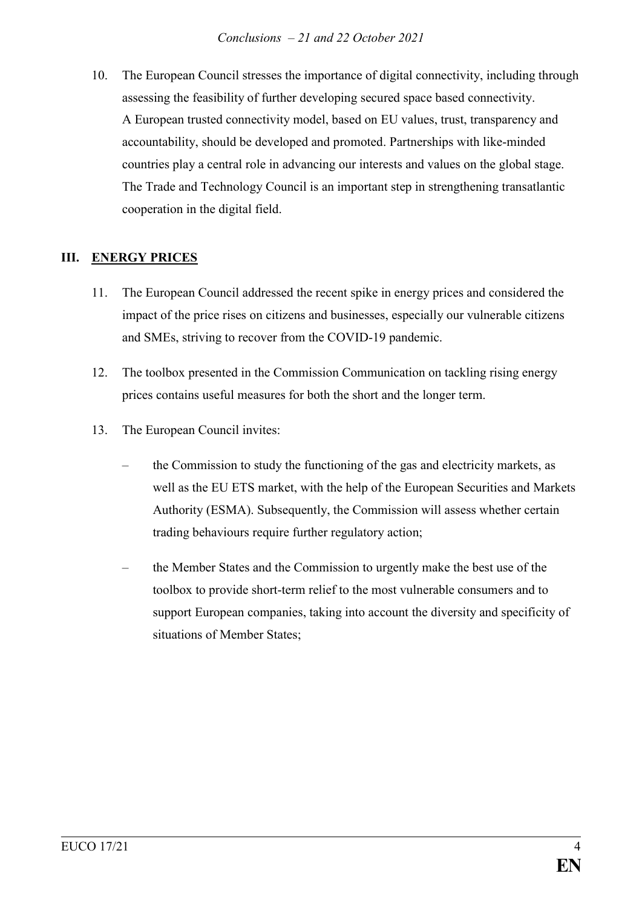10. The European Council stresses the importance of digital connectivity, including through assessing the feasibility of further developing secured space based connectivity. A European trusted connectivity model, based on EU values, trust, transparency and accountability, should be developed and promoted. Partnerships with like-minded countries play a central role in advancing our interests and values on the global stage. The Trade and Technology Council is an important step in strengthening transatlantic cooperation in the digital field.

## III. ENERGY PRICES

11. The European Council addressed the recent spike in energy prices and considered the impact of the price rises on citizens and businesses, especially our vulnerable citizens and SMEs, striving to recover from the COVID-19 pandemic.

12. The toolbox presented in the Commission Communication on tackling rising energy prices contains useful measures for both the short and the longer term.

13. The European Council invites:

    – the Commission to study the functioning of the gas and electricity markets, as well as the EU ETS market, with the help of the European Securities and Markets Authority (ESMA). Subsequently, the Commission will assess whether certain trading behaviours require further regulatory action;

    – the Member States and the Commission to urgently make the best use of the toolbox to provide short-term relief to the most vulnerable consumers and to support European companies, taking into account the diversity and specificity of situations of Member States;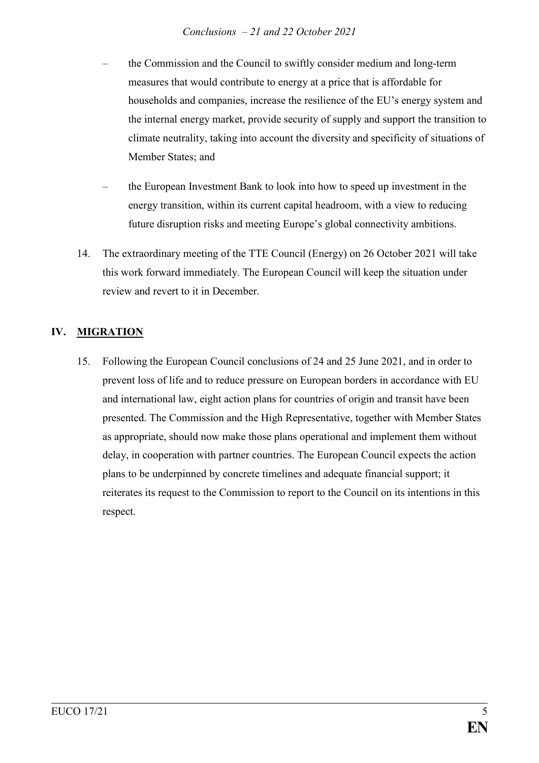– the Commission and the Council to swiftly consider medium and long-term measures that would contribute to energy at a price that is affordable for households and companies, increase the resilience of the EU's energy system and the internal energy market, provide security of supply and support the transition to climate neutrality, taking into account the diversity and specificity of situations of Member States; and

– the European Investment Bank to look into how to speed up investment in the energy transition, within its current capital headroom, with a view to reducing future disruption risks and meeting Europe's global connectivity ambitions.

14. The extraordinary meeting of the TTE Council (Energy) on 26 October 2021 will take this work forward immediately. The European Council will keep the situation under review and revert to it in December.

## IV. MIGRATION

15. Following the European Council conclusions of 24 and 25 June 2021, and in order to prevent loss of life and to reduce pressure on European borders in accordance with EU and international law, eight action plans for countries of origin and transit have been presented. The Commission and the High Representative, together with Member States as appropriate, should now make those plans operational and implement them without delay, in cooperation with partner countries. The European Council expects the action plans to be underpinned by concrete timelines and adequate financial support; it reiterates its request to the Commission to report to the Council on its intentions in this respect.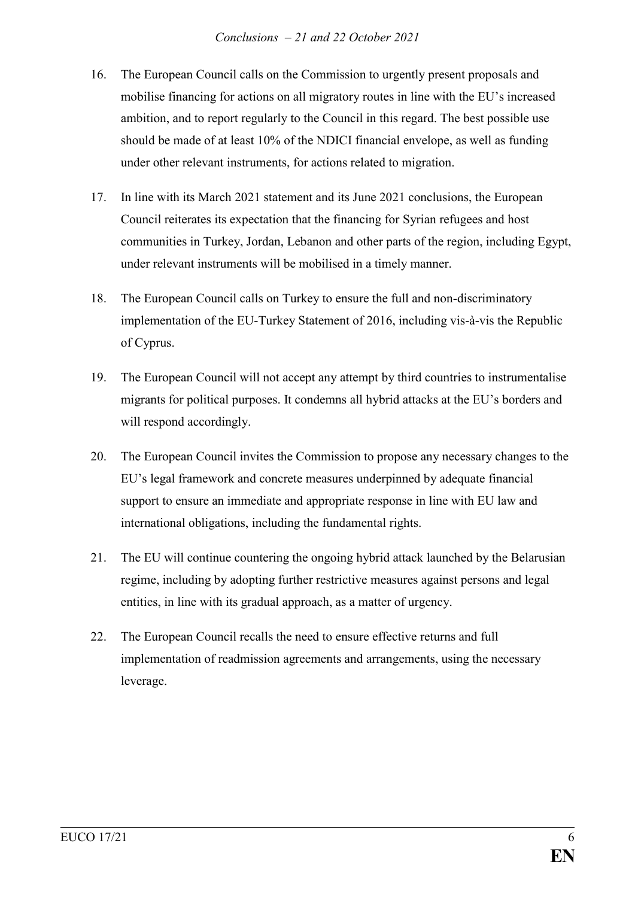16. The European Council calls on the Commission to urgently present proposals and mobilise financing for actions on all migratory routes in line with the EU's increased ambition, and to report regularly to the Council in this regard. The best possible use should be made of at least 10% of the NDICI financial envelope, as well as funding under other relevant instruments, for actions related to migration.

17. In line with its March 2021 statement and its June 2021 conclusions, the European Council reiterates its expectation that the financing for Syrian refugees and host communities in Turkey, Jordan, Lebanon and other parts of the region, including Egypt, under relevant instruments will be mobilised in a timely manner.

18. The European Council calls on Turkey to ensure the full and non-discriminatory implementation of the EU-Turkey Statement of 2016, including vis-à-vis the Republic of Cyprus.

19. The European Council will not accept any attempt by third countries to instrumentalise migrants for political purposes. It condemns all hybrid attacks at the EU's borders and will respond accordingly.

20. The European Council invites the Commission to propose any necessary changes to the EU's legal framework and concrete measures underpinned by adequate financial support to ensure an immediate and appropriate response in line with EU law and international obligations, including the fundamental rights.

21. The EU will continue countering the ongoing hybrid attack launched by the Belarusian regime, including by adopting further restrictive measures against persons and legal entities, in line with its gradual approach, as a matter of urgency.

22. The European Council recalls the need to ensure effective returns and full implementation of readmission agreements and arrangements, using the necessary leverage.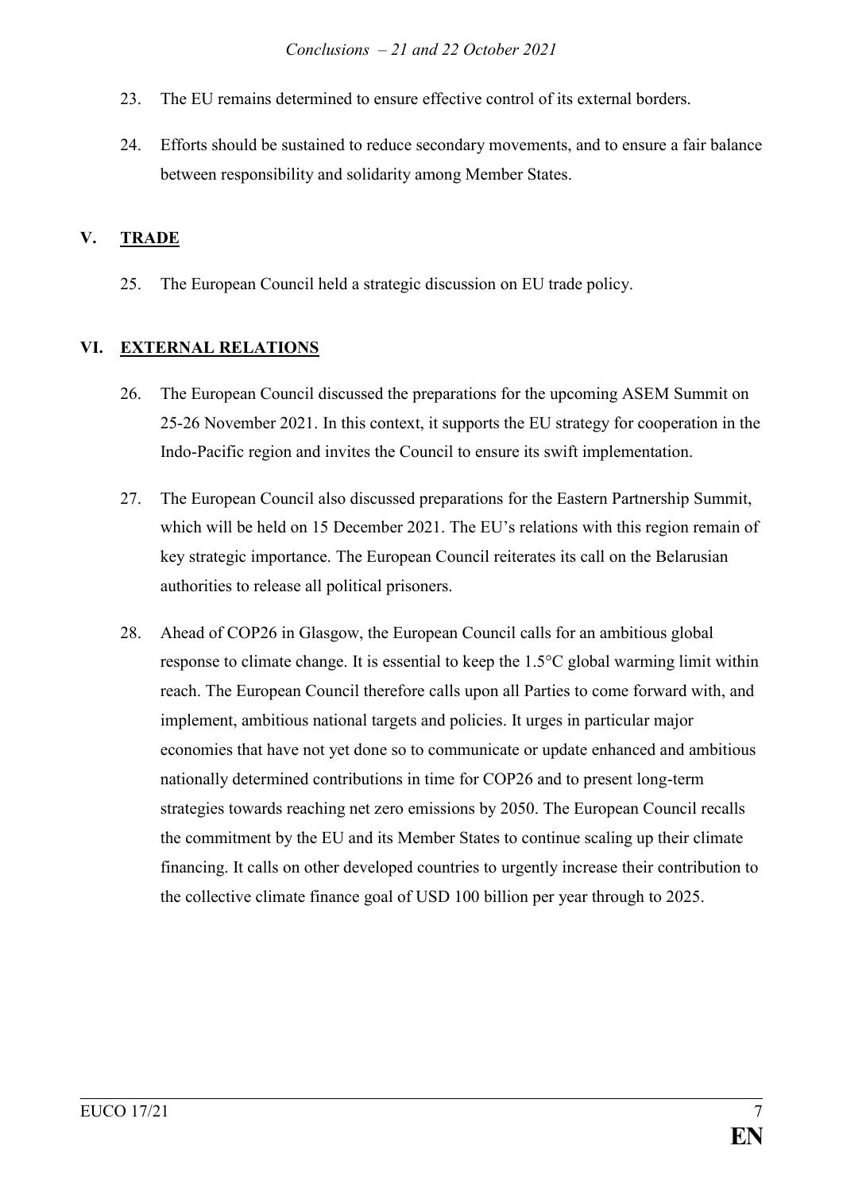23. The EU remains determined to ensure effective control of its external borders.

24. Efforts should be sustained to reduce secondary movements, and to ensure a fair balance between responsibility and solidarity among Member States.

## V. TRADE

25. The European Council held a strategic discussion on EU trade policy.

## VI. EXTERNAL RELATIONS

26. The European Council discussed the preparations for the upcoming ASEM Summit on 25-26 November 2021. In this context, it supports the EU strategy for cooperation in the Indo-Pacific region and invites the Council to ensure its swift implementation.

27. The European Council also discussed preparations for the Eastern Partnership Summit, which will be held on 15 December 2021. The EU's relations with this region remain of key strategic importance. The European Council reiterates its call on the Belarusian authorities to release all political prisoners.

28. Ahead of COP26 in Glasgow, the European Council calls for an ambitious global response to climate change. It is essential to keep the 1.5°C global warming limit within reach. The European Council therefore calls upon all Parties to come forward with, and implement, ambitious national targets and policies. It urges in particular major economies that have not yet done so to communicate or update enhanced and ambitious nationally determined contributions in time for COP26 and to present long-term strategies towards reaching net zero emissions by 2050. The European Council recalls the commitment by the EU and its Member States to continue scaling up their climate financing. It calls on other developed countries to urgently increase their contribution to the collective climate finance goal of USD 100 billion per year through to 2025.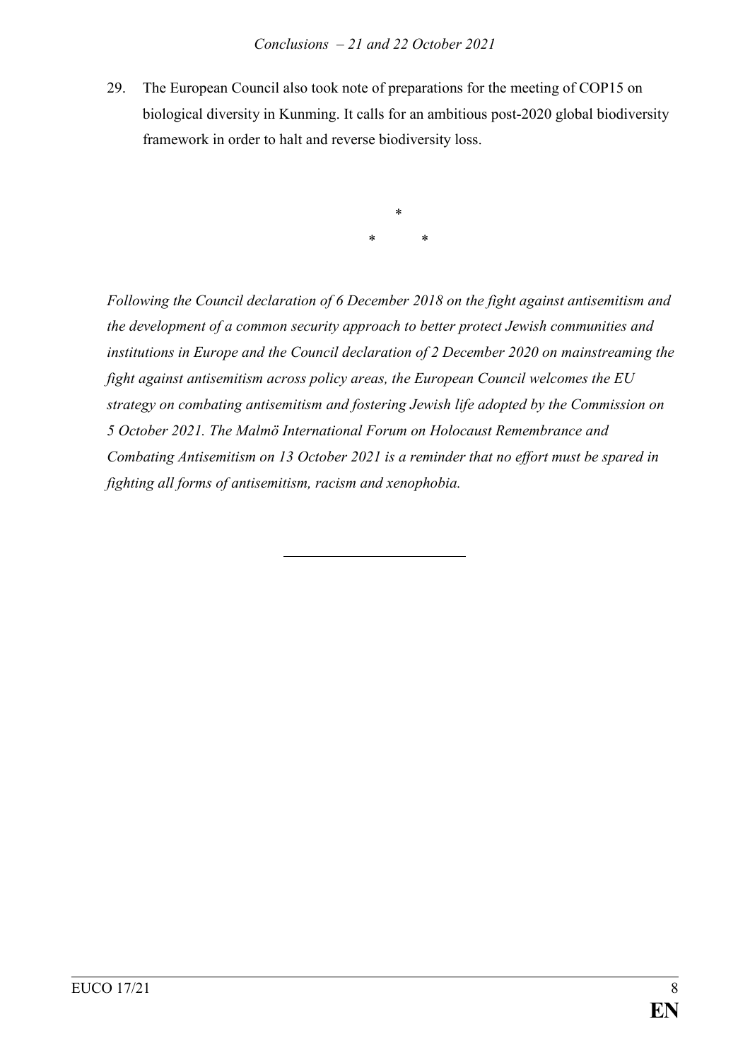29. The European Council also took note of preparations for the meeting of COP15 on biological diversity in Kunming. It calls for an ambitious post-2020 global biodiversity framework in order to halt and reverse biodiversity loss.

*

\*            *

*Following the Council declaration of 6 December 2018 on the fight against antisemitism and the development of a common security approach to better protect Jewish communities and institutions in Europe and the Council declaration of 2 December 2020 on mainstreaming the fight against antisemitism across policy areas, the European Council welcomes the EU strategy on combating antisemitism and fostering Jewish life adopted by the Commission on 5 October 2021. The Malmö International Forum on Holocaust Remembrance and Combating Antisemitism on 13 October 2021 is a reminder that no effort must be spared in fighting all forms of antisemitism, racism and xenophobia.*